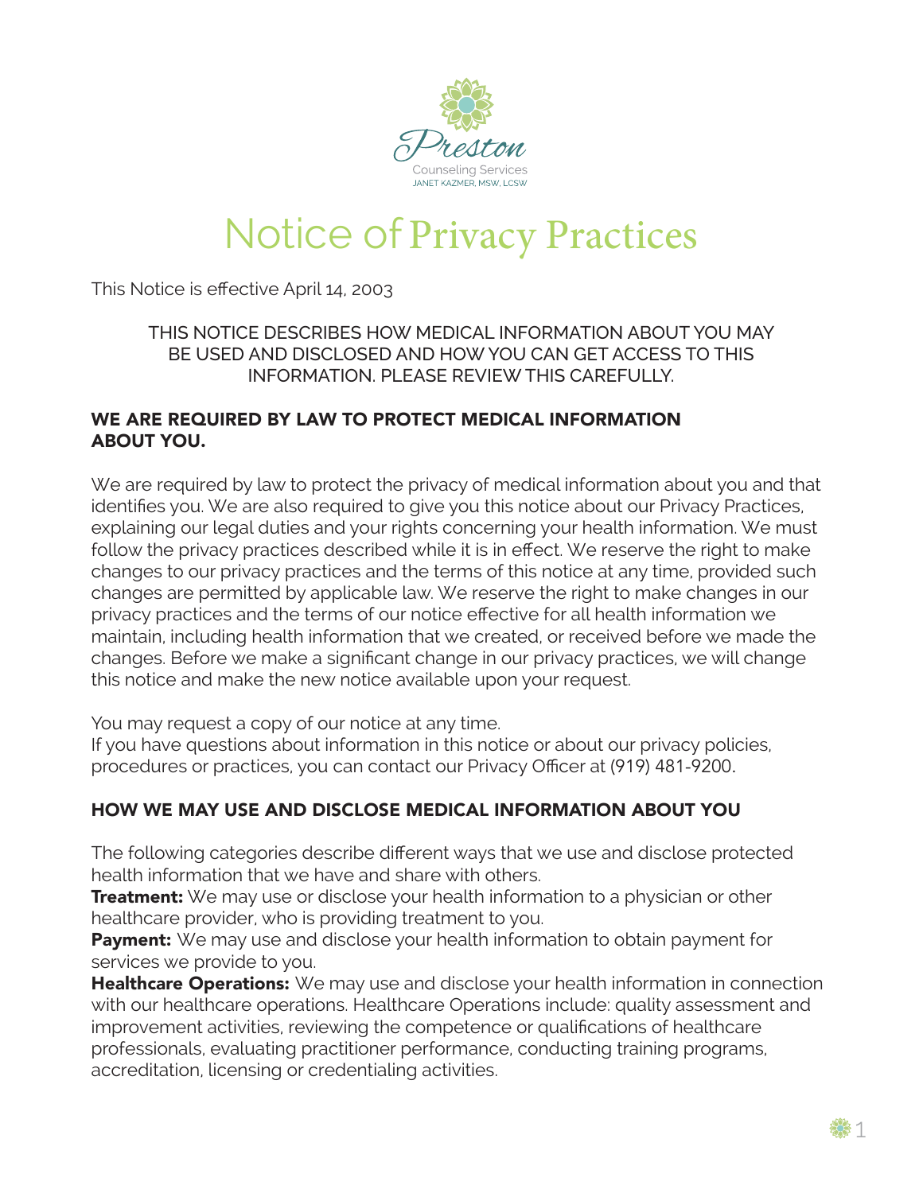Preston
Counseling Services
JANET KAZMER, MSW, LCSW

# Notice of Privacy Practices

This Notice is effective April 14, 2003

THIS NOTICE DESCRIBES HOW MEDICAL INFORMATION ABOUT YOU MAY BE USED AND DISCLOSED AND HOW YOU CAN GET ACCESS TO THIS INFORMATION. PLEASE REVIEW THIS CAREFULLY.

## WE ARE REQUIRED BY LAW TO PROTECT MEDICAL INFORMATION ABOUT YOU.

We are required by law to protect the privacy of medical information about you and that identifies you. We are also required to give you this notice about our Privacy Practices, explaining our legal duties and your rights concerning your health information. We must follow the privacy practices described while it is in effect. We reserve the right to make changes to our privacy practices and the terms of this notice at any time, provided such changes are permitted by applicable law. We reserve the right to make changes in our privacy practices and the terms of our notice effective for all health information we maintain, including health information that we created, or received before we made the changes. Before we make a significant change in our privacy practices, we will change this notice and make the new notice available upon your request.

You may request a copy of our notice at any time.
If you have questions about information in this notice or about our privacy policies, procedures or practices, you can contact our Privacy Officer at (919) 481-9200.

## HOW WE MAY USE AND DISCLOSE MEDICAL INFORMATION ABOUT YOU

The following categories describe different ways that we use and disclose protected health information that we have and share with others.
**Treatment:** We may use or disclose your health information to a physician or other healthcare provider, who is providing treatment to you.
**Payment:** We may use and disclose your health information to obtain payment for services we provide to you.
**Healthcare Operations:** We may use and disclose your health information in connection with our healthcare operations. Healthcare Operations include: quality assessment and improvement activities, reviewing the competence or qualifications of healthcare professionals, evaluating practitioner performance, conducting training programs, accreditation, licensing or credentialing activities.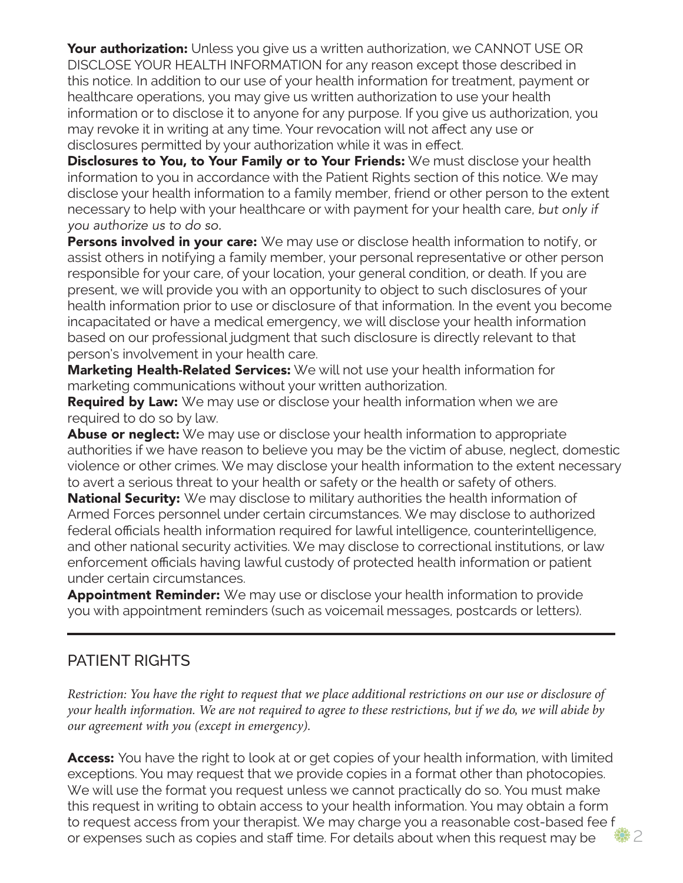**Your authorization:** Unless you give us a written authorization, we CANNOT USE OR DISCLOSE YOUR HEALTH INFORMATION for any reason except those described in this notice. In addition to our use of your health information for treatment, payment or healthcare operations, you may give us written authorization to use your health information or to disclose it to anyone for any purpose. If you give us authorization, you may revoke it in writing at any time. Your revocation will not affect any use or disclosures permitted by your authorization while it was in effect.

**Disclosures to You, to Your Family or to Your Friends:** We must disclose your health information to you in accordance with the Patient Rights section of this notice. We may disclose your health information to a family member, friend or other person to the extent necessary to help with your healthcare or with payment for your health care, *but only if you authorize us to do so.*

**Persons involved in your care:** We may use or disclose health information to notify, or assist others in notifying a family member, your personal representative or other person responsible for your care, of your location, your general condition, or death. If you are present, we will provide you with an opportunity to object to such disclosures of your health information prior to use or disclosure of that information. In the event you become incapacitated or have a medical emergency, we will disclose your health information based on our professional judgment that such disclosure is directly relevant to that person's involvement in your health care.

**Marketing Health-Related Services:** We will not use your health information for marketing communications without your written authorization.

**Required by Law:** We may use or disclose your health information when we are required to do so by law.

**Abuse or neglect:** We may use or disclose your health information to appropriate authorities if we have reason to believe you may be the victim of abuse, neglect, domestic violence or other crimes. We may disclose your health information to the extent necessary to avert a serious threat to your health or safety or the health or safety of others.

**National Security:** We may disclose to military authorities the health information of Armed Forces personnel under certain circumstances. We may disclose to authorized federal officials health information required for lawful intelligence, counterintelligence, and other national security activities. We may disclose to correctional institutions, or law enforcement officials having lawful custody of protected health information or patient under certain circumstances.

**Appointment Reminder:** We may use or disclose your health information to provide you with appointment reminders (such as voicemail messages, postcards or letters).

## PATIENT RIGHTS

*Restriction: You have the right to request that we place additional restrictions on our use or disclosure of your health information. We are not required to agree to these restrictions, but if we do, we will abide by our agreement with you (except in emergency).*

**Access:** You have the right to look at or get copies of your health information, with limited exceptions. You may request that we provide copies in a format other than photocopies. We will use the format you request unless we cannot practically do so. You must make this request in writing to obtain access to your health information. You may obtain a form to request access from your therapist. We may charge you a reasonable cost-based fee f or expenses such as copies and staff time. For details about when this request may be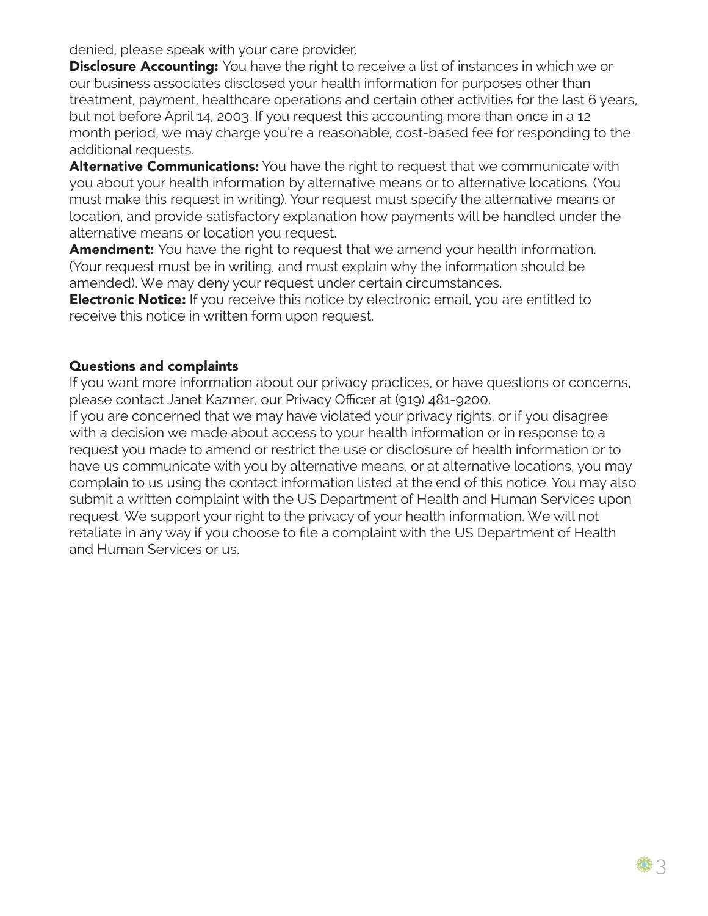denied, please speak with your care provider.

**Disclosure Accounting:** You have the right to receive a list of instances in which we or our business associates disclosed your health information for purposes other than treatment, payment, healthcare operations and certain other activities for the last 6 years, but not before April 14, 2003. If you request this accounting more than once in a 12 month period, we may charge you're a reasonable, cost-based fee for responding to the additional requests.

**Alternative Communications:** You have the right to request that we communicate with you about your health information by alternative means or to alternative locations. (You must make this request in writing). Your request must specify the alternative means or location, and provide satisfactory explanation how payments will be handled under the alternative means or location you request.

**Amendment:** You have the right to request that we amend your health information. (Your request must be in writing, and must explain why the information should be amended). We may deny your request under certain circumstances.

**Electronic Notice:** If you receive this notice by electronic email, you are entitled to receive this notice in written form upon request.

### Questions and complaints

If you want more information about our privacy practices, or have questions or concerns, please contact Janet Kazmer, our Privacy Officer at (919) 481-9200.

If you are concerned that we may have violated your privacy rights, or if you disagree with a decision we made about access to your health information or in response to a request you made to amend or restrict the use or disclosure of health information or to have us communicate with you by alternative means, or at alternative locations, you may complain to us using the contact information listed at the end of this notice. You may also submit a written complaint with the US Department of Health and Human Services upon request. We support your right to the privacy of your health information. We will not retaliate in any way if you choose to file a complaint with the US Department of Health and Human Services or us.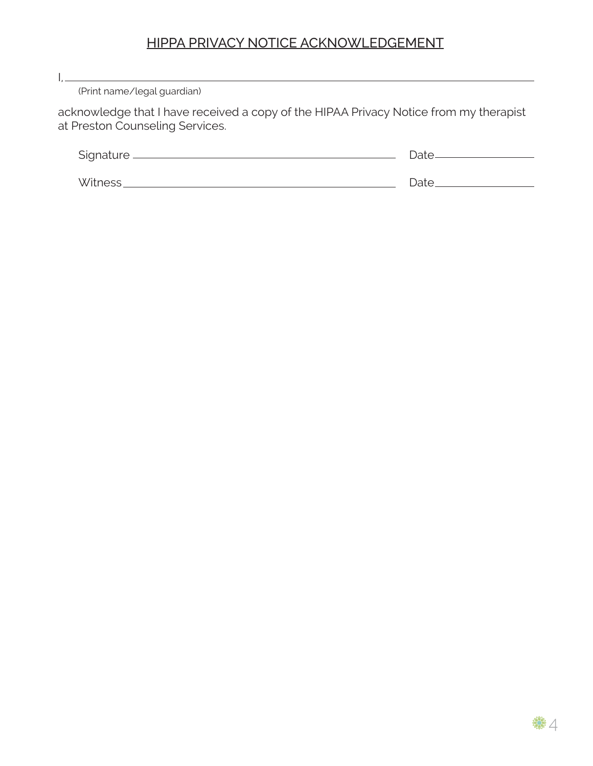# HIPPA PRIVACY NOTICE ACKNOWLEDGEMENT

I, ______________________________________________________________________________
(Print name/legal guardian)

acknowledge that I have received a copy of the HIPAA Privacy Notice from my therapist at Preston Counseling Services.

Signature ____________________________________________ Date________________

Witness_____________________________________________ Date________________